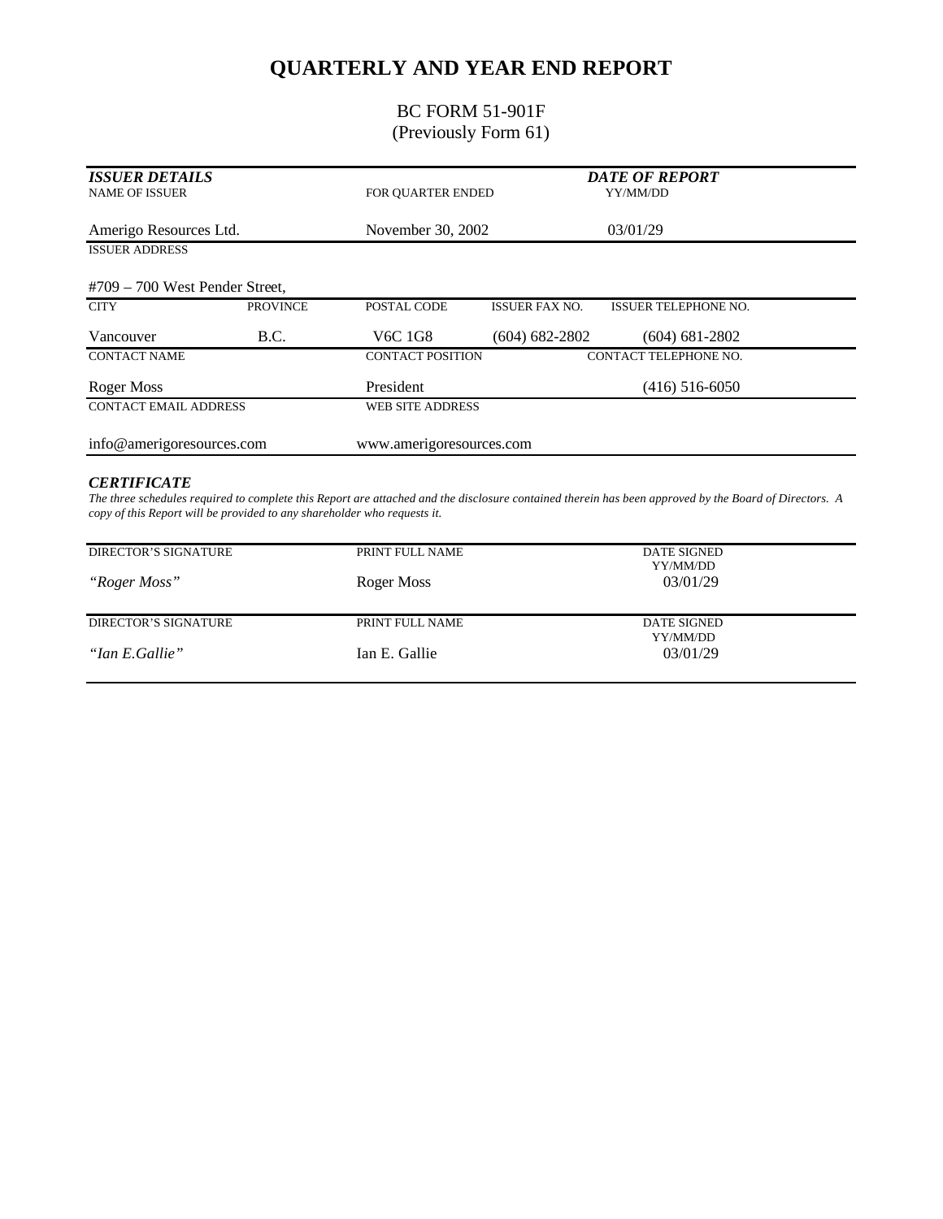# QUARTERLY AND YEAR END REPORT

BC FORM 51-901F
(Previously Form 61)

***ISSUER DETAILS***

| NAME OF ISSUER | FOR QUARTER ENDED | DATE OF REPORT YY/MM/DD |
|---|---|---|
| Amerigo Resources Ltd. | November 30, 2002 | 03/01/29 |

| ISSUER ADDRESS |
|---|
| #709 – 700 West Pender Street, |

| CITY | PROVINCE | POSTAL CODE | ISSUER FAX NO. | ISSUER TELEPHONE NO. |
|---|---|---|---|---|
| Vancouver | B.C. | V6C 1G8 | (604) 682-2802 | (604) 681-2802 |

| CONTACT NAME | CONTACT POSITION | CONTACT TELEPHONE NO. |
|---|---|---|
| Roger Moss | President | (416) 516-6050 |

| CONTACT EMAIL ADDRESS | WEB SITE ADDRESS |
|---|---|
| info@amerigoresources.com | www.amerigoresources.com |

***CERTIFICATE***

*The three schedules required to complete this Report are attached and the disclosure contained therein has been approved by the Board of Directors. A copy of this Report will be provided to any shareholder who requests it.*

| DIRECTOR'S SIGNATURE | PRINT FULL NAME | DATE SIGNED YY/MM/DD |
|---|---|---|
| *"Roger Moss"* | Roger Moss | 03/01/29 |

| DIRECTOR'S SIGNATURE | PRINT FULL NAME | DATE SIGNED YY/MM/DD |
|---|---|---|
| *"Ian E.Gallie"* | Ian E. Gallie | 03/01/29 |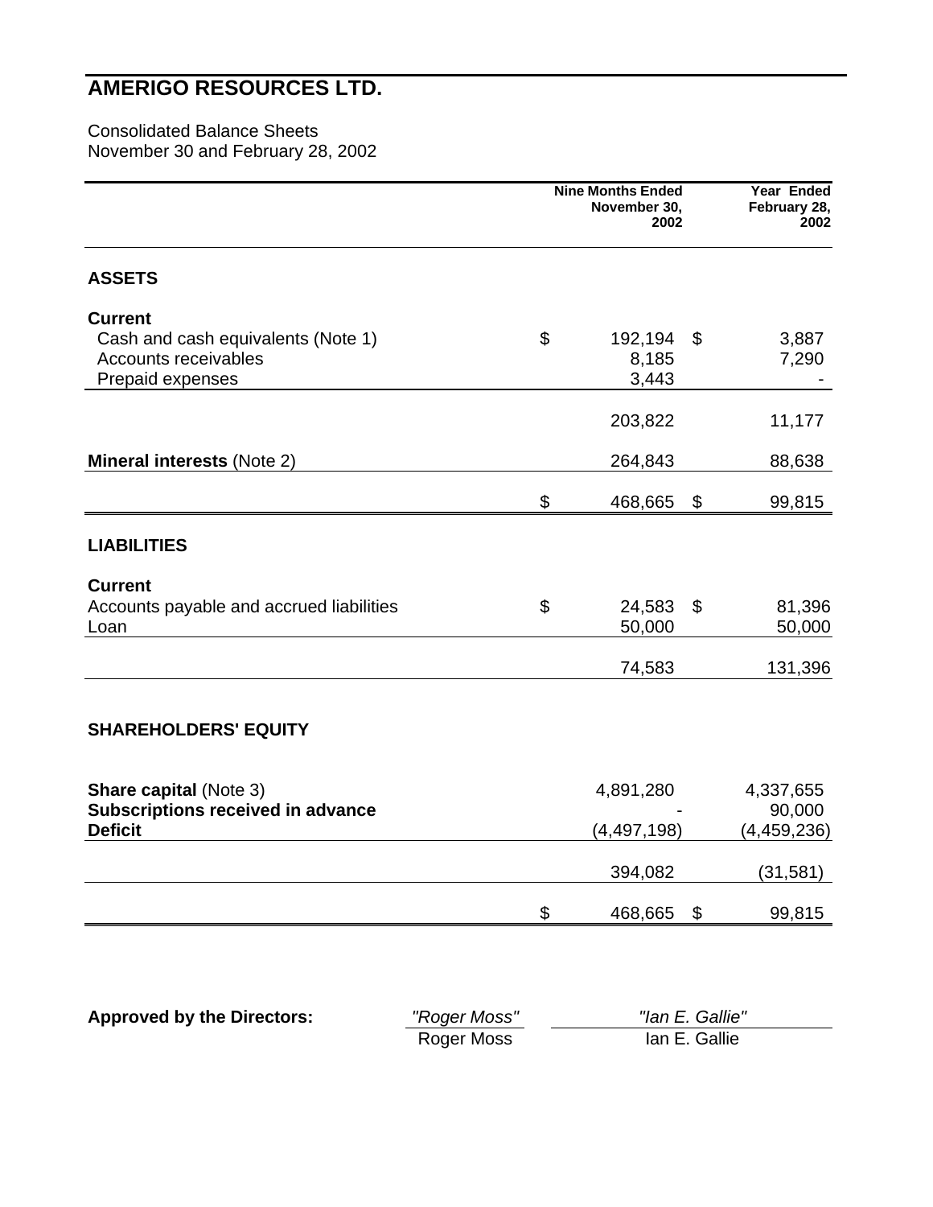# AMERIGO RESOURCES LTD.

Consolidated Balance Sheets
November 30 and February 28, 2002

| | Nine Months Ended November 30, 2002 | Year Ended February 28, 2002 |
|---|---|---|
| **ASSETS** | | |
| **Current** | | |
| Cash and cash equivalents (Note 1) | $ 192,194 | $ 3,887 |
| Accounts receivables | 8,185 | 7,290 |
| Prepaid expenses | 3,443 | - |
| | 203,822 | 11,177 |
| **Mineral interests** (Note 2) | 264,843 | 88,638 |
| | $ 468,665 | $ 99,815 |
| **LIABILITIES** | | |
| **Current** | | |
| Accounts payable and accrued liabilities | $ 24,583 | $ 81,396 |
| Loan | 50,000 | 50,000 |
| | 74,583 | 131,396 |
| **SHAREHOLDERS' EQUITY** | | |
| **Share capital** (Note 3) | 4,891,280 | 4,337,655 |
| **Subscriptions received in advance** | - | 90,000 |
| **Deficit** | (4,497,198) | (4,459,236) |
| | 394,082 | (31,581) |
| | $ 468,665 | $ 99,815 |

**Approved by the Directors:** *"Roger Moss"* Roger Moss *"Ian E. Gallie"* Ian E. Gallie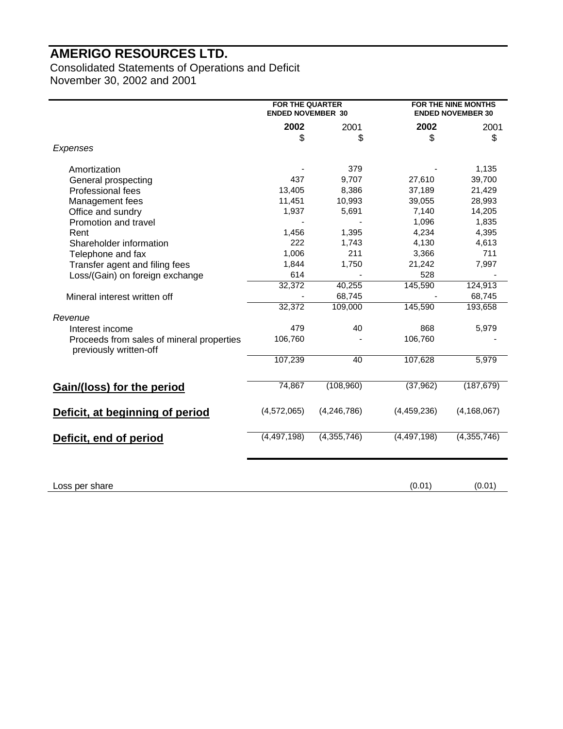# AMERIGO RESOURCES LTD.

Consolidated Statements of Operations and Deficit
November 30, 2002 and 2001

| | FOR THE QUARTER ENDED NOVEMBER 30 | | FOR THE NINE MONTHS ENDED NOVEMBER 30 | |
|---|---|---|---|---|
| | **2002** | 2001 | **2002** | 2001 |
| | $ | $ | $ | $ |
| *Expenses* | | | | |
| Amortization | - | 379 | - | 1,135 |
| General prospecting | 437 | 9,707 | 27,610 | 39,700 |
| Professional fees | 13,405 | 8,386 | 37,189 | 21,429 |
| Management fees | 11,451 | 10,993 | 39,055 | 28,993 |
| Office and sundry | 1,937 | 5,691 | 7,140 | 14,205 |
| Promotion and travel | - | - | 1,096 | 1,835 |
| Rent | 1,456 | 1,395 | 4,234 | 4,395 |
| Shareholder information | 222 | 1,743 | 4,130 | 4,613 |
| Telephone and fax | 1,006 | 211 | 3,366 | 711 |
| Transfer agent and filing fees | 1,844 | 1,750 | 21,242 | 7,997 |
| Loss/(Gain) on foreign exchange | 614 | - | 528 | - |
| | 32,372 | 40,255 | 145,590 | 124,913 |
| Mineral interest written off | - | 68,745 | - | 68,745 |
| | 32,372 | 109,000 | 145,590 | 193,658 |
| *Revenue* | | | | |
| Interest income | 479 | 40 | 868 | 5,979 |
| Proceeds from sales of mineral properties previously written-off | 106,760 | - | 106,760 | - |
| | 107,239 | 40 | 107,628 | 5,979 |
| **Gain/(loss) for the period** | 74,867 | (108,960) | (37,962) | (187,679) |
| **Deficit, at beginning of period** | (4,572,065) | (4,246,786) | (4,459,236) | (4,168,067) |
| **Deficit, end of period** | (4,497,198) | (4,355,746) | (4,497,198) | (4,355,746) |
| Loss per share | | | (0.01) | (0.01) |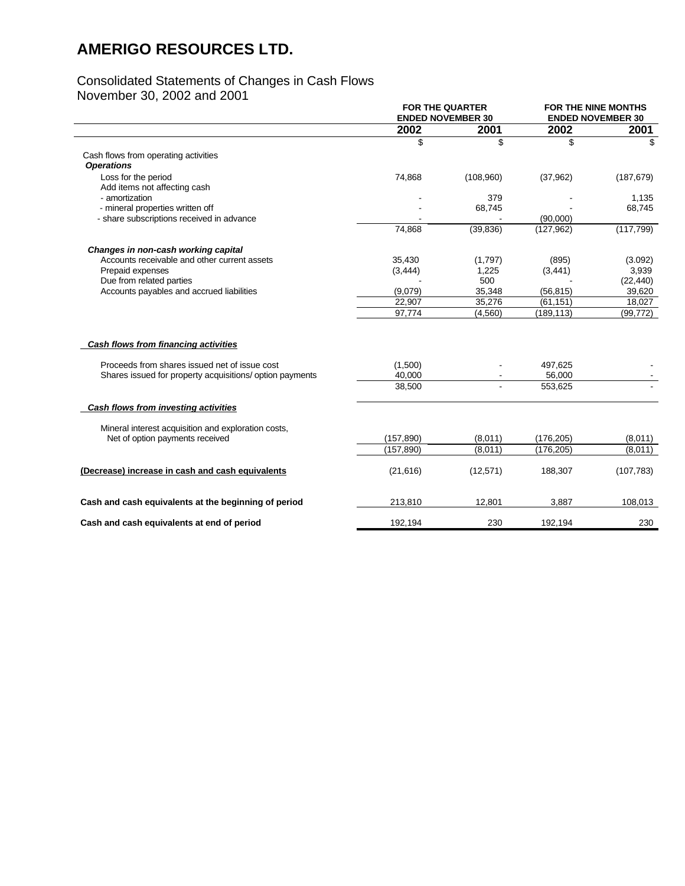# AMERIGO RESOURCES LTD.

Consolidated Statements of Changes in Cash Flows
November 30, 2002 and 2001

| | FOR THE QUARTER ENDED NOVEMBER 30 | | FOR THE NINE MONTHS ENDED NOVEMBER 30 | |
|---|---|---|---|---|
| | 2002 | 2001 | 2002 | 2001 |
| | $ | $ | $ | $ |
| Cash flows from operating activities | | | | |
| ***Operations*** | | | | |
| Loss for the period | 74,868 | (108,960) | (37,962) | (187,679) |
| Add items not affecting cash | | | | |
| - amortization | - | 379 | - | 1,135 |
| - mineral properties written off | - | 68,745 | - | 68,745 |
| - share subscriptions received in advance | - | - | (90,000) | |
| | 74,868 | (39,836) | (127,962) | (117,799) |
| ***Changes in non-cash working capital*** | | | | |
| Accounts receivable and other current assets | 35,430 | (1,797) | (895) | (3.092) |
| Prepaid expenses | (3,444) | 1,225 | (3,441) | 3,939 |
| Due from related parties | - | 500 | - | (22,440) |
| Accounts payables and accrued liabilities | (9,079) | 35,348 | (56,815) | 39,620 |
| | 22,907 | 35,276 | (61,151) | 18,027 |
| | 97,774 | (4,560) | (189,113) | (99,772) |
| ***Cash flows from financing activities*** | | | | |
| Proceeds from shares issued net of issue cost | (1,500) | - | 497,625 | - |
| Shares issued for property acquisitions/ option payments | 40,000 | - | 56,000 | - |
| | 38,500 | - | 553,625 | - |
| ***Cash flows from investing activities*** | | | | |
| Mineral interest acquisition and exploration costs, Net of option payments received | (157,890) | (8,011) | (176,205) | (8,011) |
| | (157,890) | (8,011) | (176,205) | (8,011) |
| **(Decrease) increase in cash and cash equivalents** | (21,616) | (12,571) | 188,307 | (107,783) |
| **Cash and cash equivalents at the beginning of period** | 213,810 | 12,801 | 3,887 | 108,013 |
| **Cash and cash equivalents at end of period** | 192,194 | 230 | 192,194 | 230 |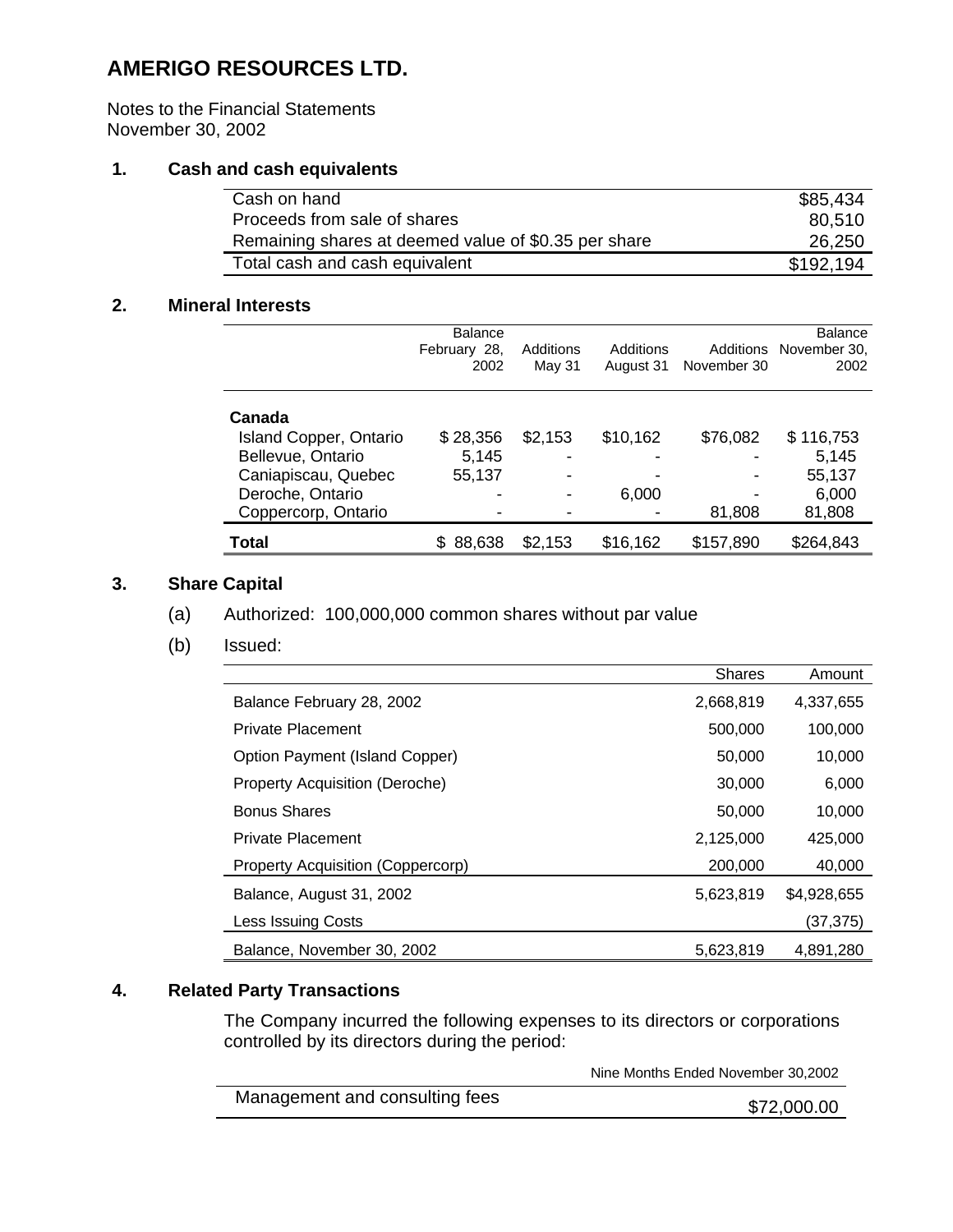# AMERIGO RESOURCES LTD.

Notes to the Financial Statements
November 30, 2002

## 1. Cash and cash equivalents

| | |
|---|---|
| Cash on hand | $85,434 |
| Proceeds from sale of shares | 80,510 |
| Remaining shares at deemed value of $0.35 per share | 26,250 |
| Total cash and cash equivalent | $192,194 |

## 2. Mineral Interests

| | Balance February 28, 2002 | Additions May 31 | Additions August 31 | Additions November 30 | Balance November 30, 2002 |
|---|---|---|---|---|---|
| **Canada** | | | | | |
| Island Copper, Ontario | $ 28,356 | $2,153 | $10,162 | $76,082 | $ 116,753 |
| Bellevue, Ontario | 5,145 | - | - | - | 5,145 |
| Caniapiscau, Quebec | 55,137 | - | - | - | 55,137 |
| Deroche, Ontario | - | - | 6,000 | - | 6,000 |
| Coppercorp, Ontario | - | - | - | 81,808 | 81,808 |
| **Total** | $ 88,638 | $2,153 | $16,162 | $157,890 | $264,843 |

## 3. Share Capital

(a) Authorized: 100,000,000 common shares without par value

(b) Issued:

| | Shares | Amount |
|---|---|---|
| Balance February 28, 2002 | 2,668,819 | 4,337,655 |
| Private Placement | 500,000 | 100,000 |
| Option Payment (Island Copper) | 50,000 | 10,000 |
| Property Acquisition (Deroche) | 30,000 | 6,000 |
| Bonus Shares | 50,000 | 10,000 |
| Private Placement | 2,125,000 | 425,000 |
| Property Acquisition (Coppercorp) | 200,000 | 40,000 |
| Balance, August 31, 2002 | 5,623,819 | $4,928,655 |
| Less Issuing Costs | | (37,375) |
| Balance, November 30, 2002 | 5,623,819 | 4,891,280 |

## 4. Related Party Transactions

The Company incurred the following expenses to its directors or corporations controlled by its directors during the period:

| | Nine Months Ended November 30,2002 |
|---|---|
| Management and consulting fees | $72,000.00 |